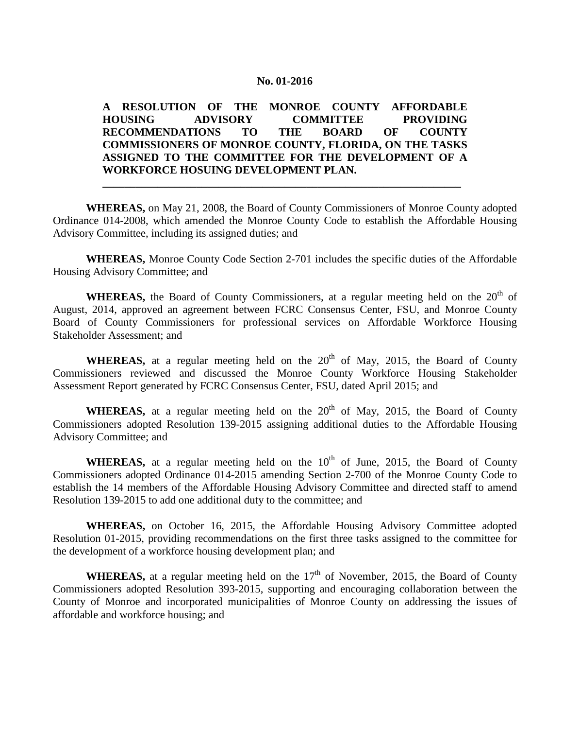**No. 01-2016**

**A RESOLUTION OF THE MONROE COUNTY AFFORDABLE HOUSING ADVISORY COMMITTEE PROVIDING RECOMMENDATIONS TO THE BOARD OF COUNTY COMMISSIONERS OF MONROE COUNTY, FLORIDA, ON THE TASKS ASSIGNED TO THE COMMITTEE FOR THE DEVELOPMENT OF A WORKFORCE HOSUING DEVELOPMENT PLAN.**

---

**WHEREAS,** on May 21, 2008, the Board of County Commissioners of Monroe County adopted Ordinance 014-2008, which amended the Monroe County Code to establish the Affordable Housing Advisory Committee, including its assigned duties; and

**WHEREAS,** Monroe County Code Section 2-701 includes the specific duties of the Affordable Housing Advisory Committee; and

**WHEREAS,** the Board of County Commissioners, at a regular meeting held on the 20th of August, 2014, approved an agreement between FCRC Consensus Center, FSU, and Monroe County Board of County Commissioners for professional services on Affordable Workforce Housing Stakeholder Assessment; and

**WHEREAS,** at a regular meeting held on the 20th of May, 2015, the Board of County Commissioners reviewed and discussed the Monroe County Workforce Housing Stakeholder Assessment Report generated by FCRC Consensus Center, FSU, dated April 2015; and

**WHEREAS,** at a regular meeting held on the 20th of May, 2015, the Board of County Commissioners adopted Resolution 139-2015 assigning additional duties to the Affordable Housing Advisory Committee; and

**WHEREAS,** at a regular meeting held on the 10th of June, 2015, the Board of County Commissioners adopted Ordinance 014-2015 amending Section 2-700 of the Monroe County Code to establish the 14 members of the Affordable Housing Advisory Committee and directed staff to amend Resolution 139-2015 to add one additional duty to the committee; and

**WHEREAS,** on October 16, 2015, the Affordable Housing Advisory Committee adopted Resolution 01-2015, providing recommendations on the first three tasks assigned to the committee for the development of a workforce housing development plan; and

**WHEREAS,** at a regular meeting held on the 17th of November, 2015, the Board of County Commissioners adopted Resolution 393-2015, supporting and encouraging collaboration between the County of Monroe and incorporated municipalities of Monroe County on addressing the issues of affordable and workforce housing; and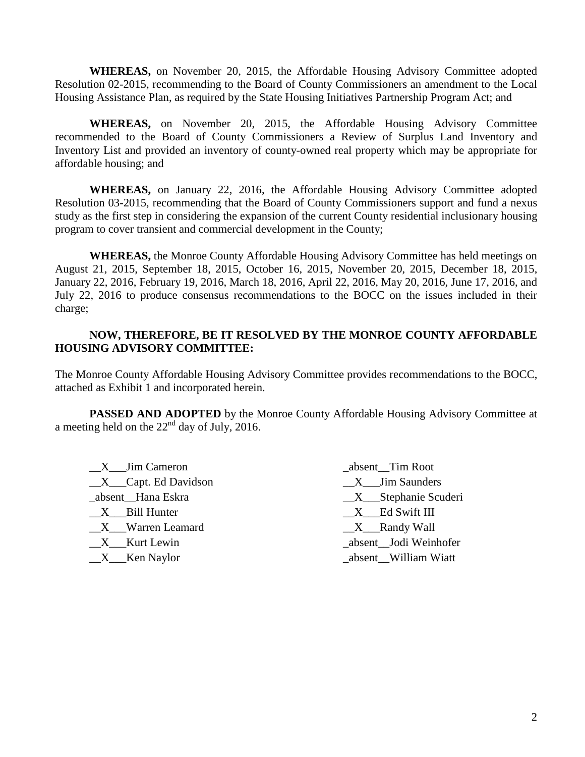**WHEREAS,** on November 20, 2015, the Affordable Housing Advisory Committee adopted Resolution 02-2015, recommending to the Board of County Commissioners an amendment to the Local Housing Assistance Plan, as required by the State Housing Initiatives Partnership Program Act; and

**WHEREAS,** on November 20, 2015, the Affordable Housing Advisory Committee recommended to the Board of County Commissioners a Review of Surplus Land Inventory and Inventory List and provided an inventory of county-owned real property which may be appropriate for affordable housing; and

**WHEREAS,** on January 22, 2016, the Affordable Housing Advisory Committee adopted Resolution 03-2015, recommending that the Board of County Commissioners support and fund a nexus study as the first step in considering the expansion of the current County residential inclusionary housing program to cover transient and commercial development in the County;

**WHEREAS,** the Monroe County Affordable Housing Advisory Committee has held meetings on August 21, 2015, September 18, 2015, October 16, 2015, November 20, 2015, December 18, 2015, January 22, 2016, February 19, 2016, March 18, 2016, April 22, 2016, May 20, 2016, June 17, 2016, and July 22, 2016 to produce consensus recommendations to the BOCC on the issues included in their charge;

**NOW, THEREFORE, BE IT RESOLVED BY THE MONROE COUNTY AFFORDABLE HOUSING ADVISORY COMMITTEE:**

The Monroe County Affordable Housing Advisory Committee provides recommendations to the BOCC, attached as Exhibit 1 and incorporated herein.

**PASSED AND ADOPTED** by the Monroe County Affordable Housing Advisory Committee at a meeting held on the 22nd day of July, 2016.

__X___Jim Cameron
__X___Capt. Ed Davidson
_absent__Hana Eskra
__X___Bill Hunter
__X___Warren Leamard
__X___Kurt Lewin
__X___Ken Naylor
_absent__Tim Root
__X___Jim Saunders
__X___Stephanie Scuderi
__X___Ed Swift III
__X___Randy Wall
_absent__Jodi Weinhofer
_absent__William Wiatt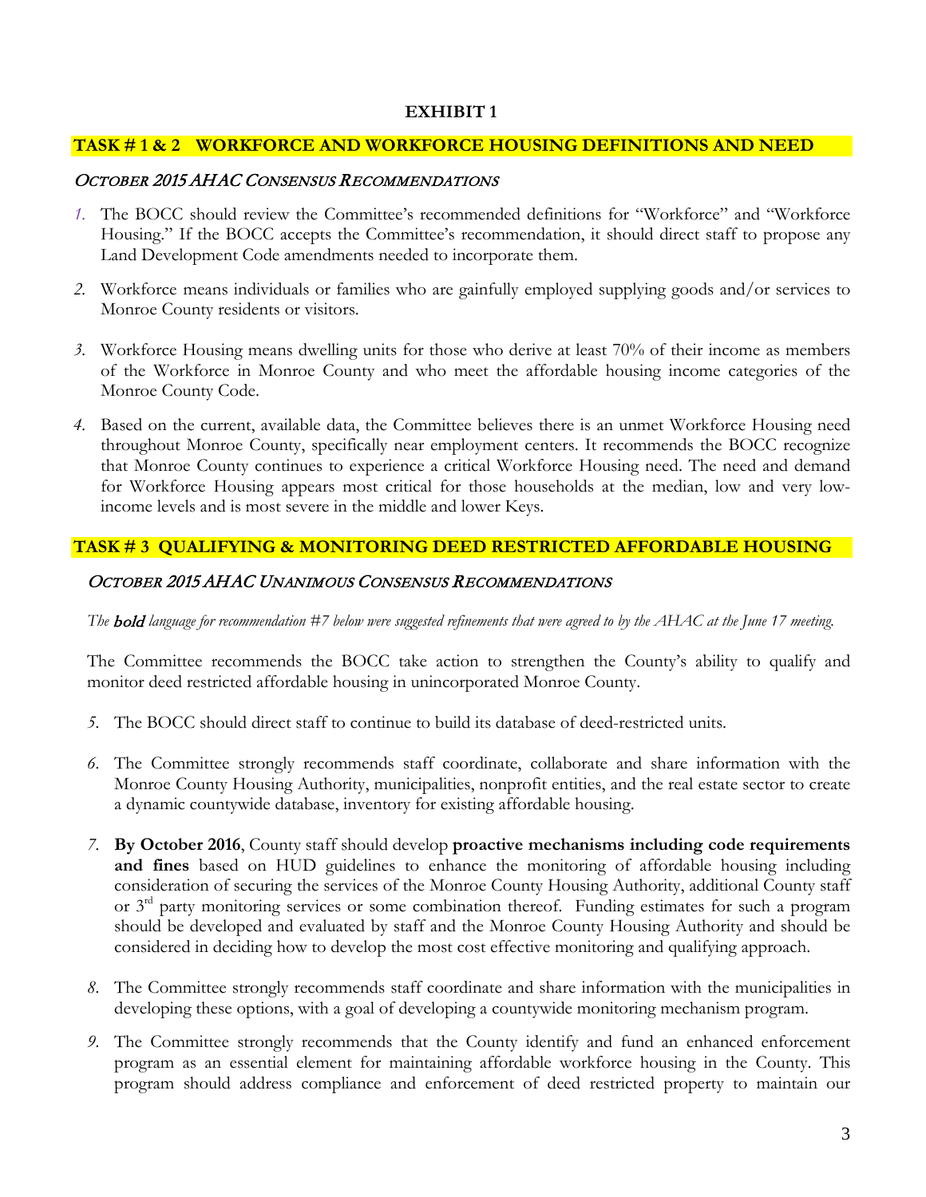**EXHIBIT 1**

## TASK # 1 & 2 WORKFORCE AND WORKFORCE HOUSING DEFINITIONS AND NEED

*OCTOBER 2015 AHAC CONSENSUS RECOMMENDATIONS*

1. The BOCC should review the Committee's recommended definitions for "Workforce" and "Workforce Housing." If the BOCC accepts the Committee's recommendation, it should direct staff to propose any Land Development Code amendments needed to incorporate them.

2. Workforce means individuals or families who are gainfully employed supplying goods and/or services to Monroe County residents or visitors.

3. Workforce Housing means dwelling units for those who derive at least 70% of their income as members of the Workforce in Monroe County and who meet the affordable housing income categories of the Monroe County Code.

4. Based on the current, available data, the Committee believes there is an unmet Workforce Housing need throughout Monroe County, specifically near employment centers. It recommends the BOCC recognize that Monroe County continues to experience a critical Workforce Housing need. The need and demand for Workforce Housing appears most critical for those households at the median, low and very low-income levels and is most severe in the middle and lower Keys.

## TASK # 3 QUALIFYING & MONITORING DEED RESTRICTED AFFORDABLE HOUSING

*OCTOBER 2015 AHAC UNANIMOUS CONSENSUS RECOMMENDATIONS*

*The **bold** language for recommendation #7 below were suggested refinements that were agreed to by the AHAC at the June 17 meeting.*

The Committee recommends the BOCC take action to strengthen the County's ability to qualify and monitor deed restricted affordable housing in unincorporated Monroe County.

5. The BOCC should direct staff to continue to build its database of deed-restricted units.

6. The Committee strongly recommends staff coordinate, collaborate and share information with the Monroe County Housing Authority, municipalities, nonprofit entities, and the real estate sector to create a dynamic countywide database, inventory for existing affordable housing.

7. **By October 2016**, County staff should develop **proactive mechanisms including code requirements and fines** based on HUD guidelines to enhance the monitoring of affordable housing including consideration of securing the services of the Monroe County Housing Authority, additional County staff or 3rd party monitoring services or some combination thereof. Funding estimates for such a program should be developed and evaluated by staff and the Monroe County Housing Authority and should be considered in deciding how to develop the most cost effective monitoring and qualifying approach.

8. The Committee strongly recommends staff coordinate and share information with the municipalities in developing these options, with a goal of developing a countywide monitoring mechanism program.

9. The Committee strongly recommends that the County identify and fund an enhanced enforcement program as an essential element for maintaining affordable workforce housing in the County. This program should address compliance and enforcement of deed restricted property to maintain our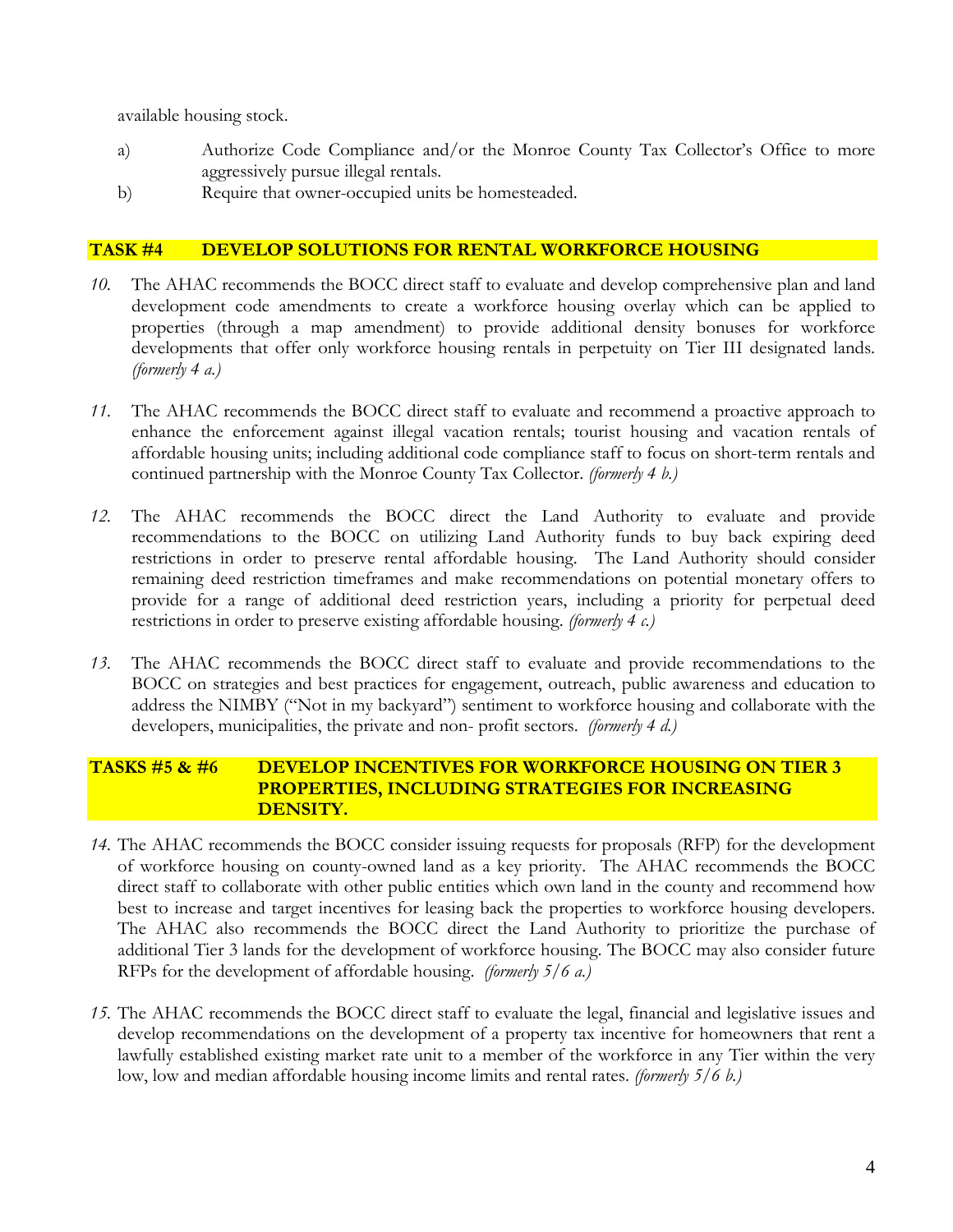available housing stock.

a) Authorize Code Compliance and/or the Monroe County Tax Collector's Office to more aggressively pursue illegal rentals.

b) Require that owner-occupied units be homesteaded.

## TASK #4 DEVELOP SOLUTIONS FOR RENTAL WORKFORCE HOUSING

*10.* The AHAC recommends the BOCC direct staff to evaluate and develop comprehensive plan and land development code amendments to create a workforce housing overlay which can be applied to properties (through a map amendment) to provide additional density bonuses for workforce developments that offer only workforce housing rentals in perpetuity on Tier III designated lands. *(formerly 4 a.)*

*11.* The AHAC recommends the BOCC direct staff to evaluate and recommend a proactive approach to enhance the enforcement against illegal vacation rentals; tourist housing and vacation rentals of affordable housing units; including additional code compliance staff to focus on short-term rentals and continued partnership with the Monroe County Tax Collector. *(formerly 4 b.)*

*12.* The AHAC recommends the BOCC direct the Land Authority to evaluate and provide recommendations to the BOCC on utilizing Land Authority funds to buy back expiring deed restrictions in order to preserve rental affordable housing. The Land Authority should consider remaining deed restriction timeframes and make recommendations on potential monetary offers to provide for a range of additional deed restriction years, including a priority for perpetual deed restrictions in order to preserve existing affordable housing. *(formerly 4 c.)*

*13.* The AHAC recommends the BOCC direct staff to evaluate and provide recommendations to the BOCC on strategies and best practices for engagement, outreach, public awareness and education to address the NIMBY ("Not in my backyard") sentiment to workforce housing and collaborate with the developers, municipalities, the private and non- profit sectors. *(formerly 4 d.)*

## TASKS #5 & #6 DEVELOP INCENTIVES FOR WORKFORCE HOUSING ON TIER 3 PROPERTIES, INCLUDING STRATEGIES FOR INCREASING DENSITY.

*14.* The AHAC recommends the BOCC consider issuing requests for proposals (RFP) for the development of workforce housing on county-owned land as a key priority. The AHAC recommends the BOCC direct staff to collaborate with other public entities which own land in the county and recommend how best to increase and target incentives for leasing back the properties to workforce housing developers. The AHAC also recommends the BOCC direct the Land Authority to prioritize the purchase of additional Tier 3 lands for the development of workforce housing. The BOCC may also consider future RFPs for the development of affordable housing. *(formerly 5/6 a.)*

*15.* The AHAC recommends the BOCC direct staff to evaluate the legal, financial and legislative issues and develop recommendations on the development of a property tax incentive for homeowners that rent a lawfully established existing market rate unit to a member of the workforce in any Tier within the very low, low and median affordable housing income limits and rental rates. *(formerly 5/6 b.)*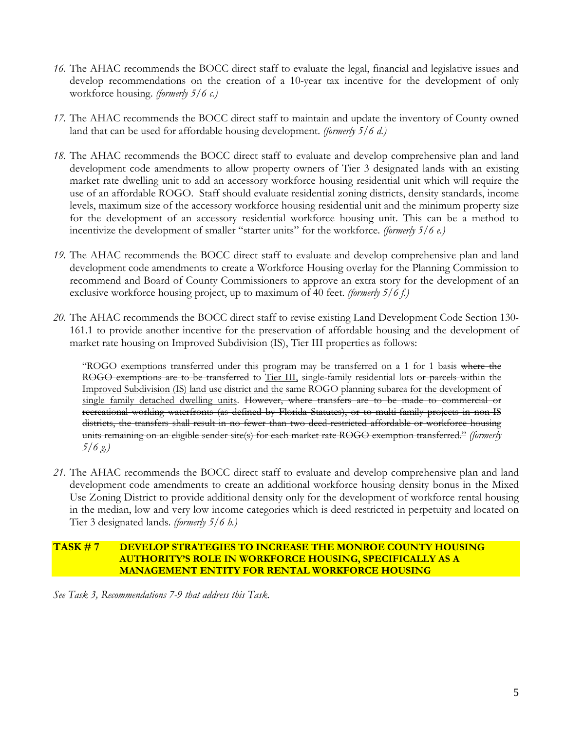*16.* The AHAC recommends the BOCC direct staff to evaluate the legal, financial and legislative issues and develop recommendations on the creation of a 10-year tax incentive for the development of only workforce housing. *(formerly 5/6 c.)*

*17.* The AHAC recommends the BOCC direct staff to maintain and update the inventory of County owned land that can be used for affordable housing development. *(formerly 5/6 d.)*

*18.* The AHAC recommends the BOCC direct staff to evaluate and develop comprehensive plan and land development code amendments to allow property owners of Tier 3 designated lands with an existing market rate dwelling unit to add an accessory workforce housing residential unit which will require the use of an affordable ROGO. Staff should evaluate residential zoning districts, density standards, income levels, maximum size of the accessory workforce housing residential unit and the minimum property size for the development of an accessory residential workforce housing unit. This can be a method to incentivize the development of smaller "starter units" for the workforce. *(formerly 5/6 e.)*

*19.* The AHAC recommends the BOCC direct staff to evaluate and develop comprehensive plan and land development code amendments to create a Workforce Housing overlay for the Planning Commission to recommend and Board of County Commissioners to approve an extra story for the development of an exclusive workforce housing project, up to maximum of 40 feet. *(formerly 5/6 f.)*

*20.* The AHAC recommends the BOCC direct staff to revise existing Land Development Code Section 130-161.1 to provide another incentive for the preservation of affordable housing and the development of market rate housing on Improved Subdivision (IS), Tier III properties as follows:

> "ROGO exemptions transferred under this program may be transferred on a 1 for 1 basis ~~where the ROGO exemptions are to be transferred~~ to <u>Tier III,</u> single-family residential lots ~~or parcels~~ within the <u>Improved Subdivision (IS) land use district and the</u> same ROGO planning subarea <u>for the development of single family detached dwelling units</u>. ~~However, where transfers are to be made to commercial or recreational working waterfronts (as defined by Florida Statutes), or to multi-family projects in non-IS districts, the transfers shall result in no fewer than two deed-restricted affordable or workforce housing units remaining on an eligible sender site(s) for each market rate ROGO exemption transferred."~~ *(formerly 5/6 g.)*

*21.* The AHAC recommends the BOCC direct staff to evaluate and develop comprehensive plan and land development code amendments to create an additional workforce housing density bonus in the Mixed Use Zoning District to provide additional density only for the development of workforce rental housing in the median, low and very low income categories which is deed restricted in perpetuity and located on Tier 3 designated lands. *(formerly 5/6 h.)*

## TASK # 7 DEVELOP STRATEGIES TO INCREASE THE MONROE COUNTY HOUSING AUTHORITY'S ROLE IN WORKFORCE HOUSING, SPECIFICALLY AS A MANAGEMENT ENTITY FOR RENTAL WORKFORCE HOUSING

*See Task 3, Recommendations 7-9 that address this Task.*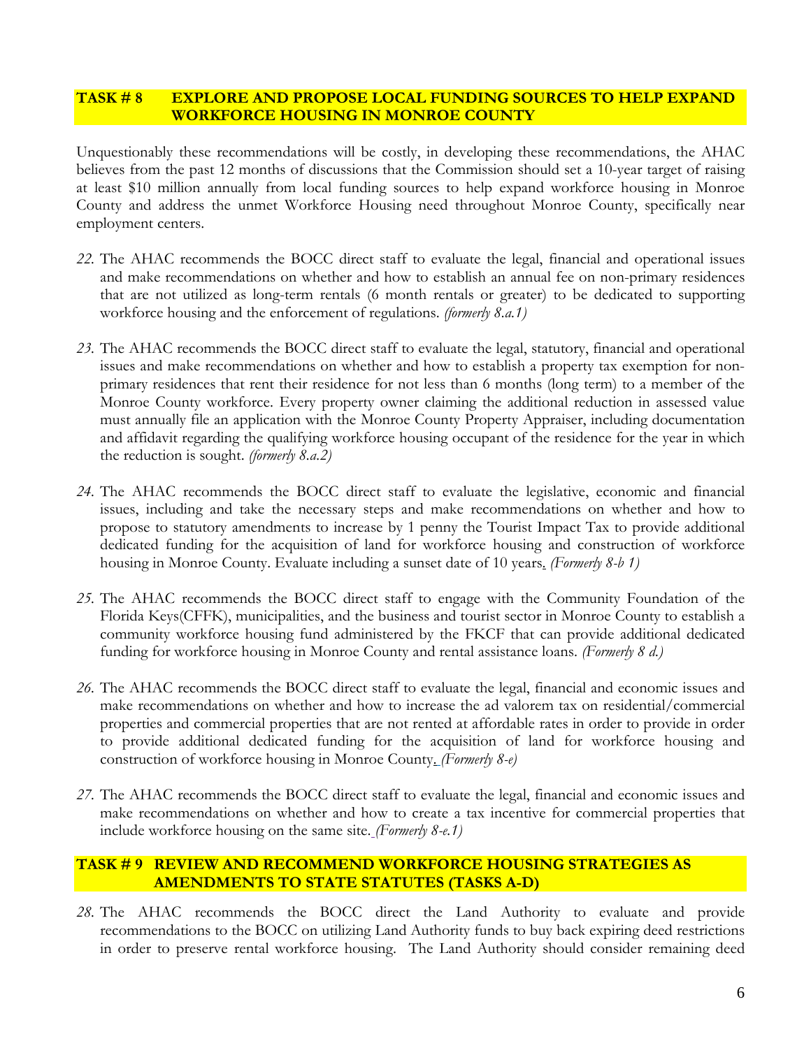## TASK # 8 EXPLORE AND PROPOSE LOCAL FUNDING SOURCES TO HELP EXPAND WORKFORCE HOUSING IN MONROE COUNTY

Unquestionably these recommendations will be costly, in developing these recommendations, the AHAC believes from the past 12 months of discussions that the Commission should set a 10-year target of raising at least $10 million annually from local funding sources to help expand workforce housing in Monroe County and address the unmet Workforce Housing need throughout Monroe County, specifically near employment centers.

*22.* The AHAC recommends the BOCC direct staff to evaluate the legal, financial and operational issues and make recommendations on whether and how to establish an annual fee on non-primary residences that are not utilized as long-term rentals (6 month rentals or greater) to be dedicated to supporting workforce housing and the enforcement of regulations. *(formerly 8.a.1)*

*23.* The AHAC recommends the BOCC direct staff to evaluate the legal, statutory, financial and operational issues and make recommendations on whether and how to establish a property tax exemption for non-primary residences that rent their residence for not less than 6 months (long term) to a member of the Monroe County workforce. Every property owner claiming the additional reduction in assessed value must annually file an application with the Monroe County Property Appraiser, including documentation and affidavit regarding the qualifying workforce housing occupant of the residence for the year in which the reduction is sought. *(formerly 8.a.2)*

*24.* The AHAC recommends the BOCC direct staff to evaluate the legislative, economic and financial issues, including and take the necessary steps and make recommendations on whether and how to propose to statutory amendments to increase by 1 penny the Tourist Impact Tax to provide additional dedicated funding for the acquisition of land for workforce housing and construction of workforce housing in Monroe County. Evaluate including a sunset date of 10 years. *(Formerly 8-b 1)*

*25.* The AHAC recommends the BOCC direct staff to engage with the Community Foundation of the Florida Keys(CFFK), municipalities, and the business and tourist sector in Monroe County to establish a community workforce housing fund administered by the FKCF that can provide additional dedicated funding for workforce housing in Monroe County and rental assistance loans. *(Formerly 8 d.)*

*26.* The AHAC recommends the BOCC direct staff to evaluate the legal, financial and economic issues and make recommendations on whether and how to increase the ad valorem tax on residential/commercial properties and commercial properties that are not rented at affordable rates in order to provide in order to provide additional dedicated funding for the acquisition of land for workforce housing and construction of workforce housing in Monroe County. *(Formerly 8-e)*

*27.* The AHAC recommends the BOCC direct staff to evaluate the legal, financial and economic issues and make recommendations on whether and how to create a tax incentive for commercial properties that include workforce housing on the same site. *(Formerly 8-e.1)*

## TASK # 9 REVIEW AND RECOMMEND WORKFORCE HOUSING STRATEGIES AS AMENDMENTS TO STATE STATUTES (TASKS A-D)

*28.* The AHAC recommends the BOCC direct the Land Authority to evaluate and provide recommendations to the BOCC on utilizing Land Authority funds to buy back expiring deed restrictions in order to preserve rental workforce housing. The Land Authority should consider remaining deed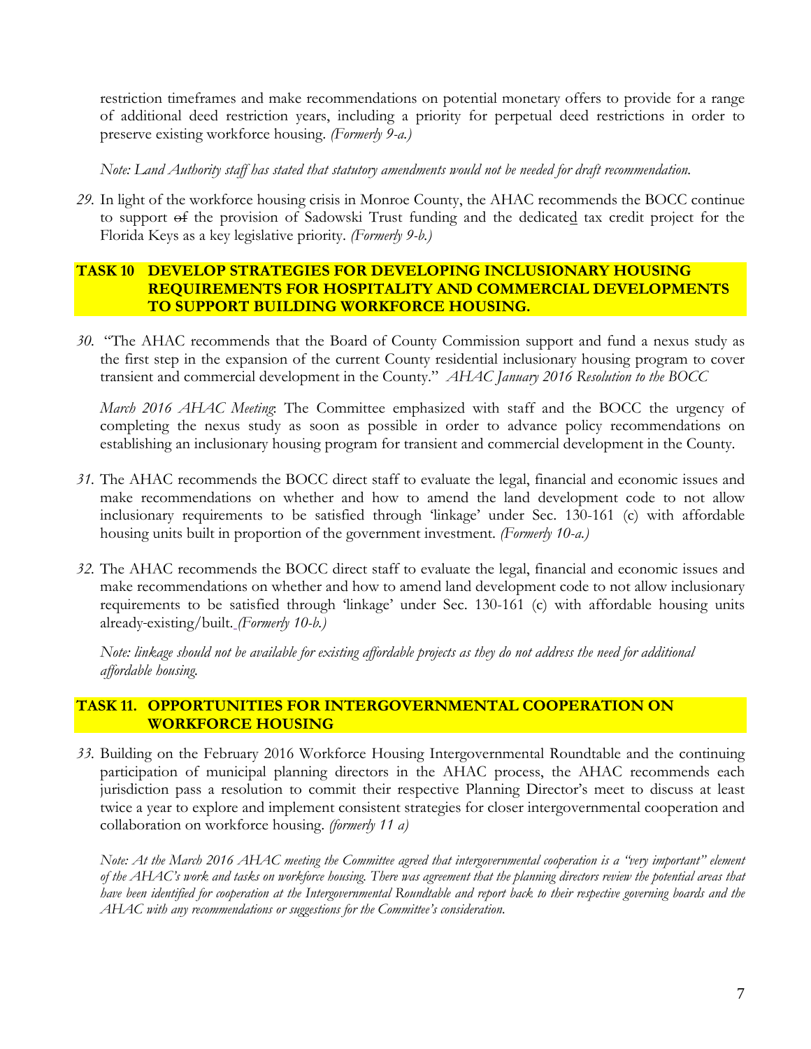restriction timeframes and make recommendations on potential monetary offers to provide for a range of additional deed restriction years, including a priority for perpetual deed restrictions in order to preserve existing workforce housing. *(Formerly 9-a.)*

*Note: Land Authority staff has stated that statutory amendments would not be needed for draft recommendation.*

*29.* In light of the workforce housing crisis in Monroe County, the AHAC recommends the BOCC continue to support ~~of~~ the provision of Sadowski Trust funding and the dedicated tax credit project for the Florida Keys as a key legislative priority. *(Formerly 9-b.)*

## TASK 10 DEVELOP STRATEGIES FOR DEVELOPING INCLUSIONARY HOUSING REQUIREMENTS FOR HOSPITALITY AND COMMERCIAL DEVELOPMENTS TO SUPPORT BUILDING WORKFORCE HOUSING.

*30.* "The AHAC recommends that the Board of County Commission support and fund a nexus study as the first step in the expansion of the current County residential inclusionary housing program to cover transient and commercial development in the County." *AHAC January 2016 Resolution to the BOCC*

*March 2016 AHAC Meeting*: The Committee emphasized with staff and the BOCC the urgency of completing the nexus study as soon as possible in order to advance policy recommendations on establishing an inclusionary housing program for transient and commercial development in the County.

*31.* The AHAC recommends the BOCC direct staff to evaluate the legal, financial and economic issues and make recommendations on whether and how to amend the land development code to not allow inclusionary requirements to be satisfied through 'linkage' under Sec. 130-161 (c) with affordable housing units built in proportion of the government investment. *(Formerly 10-a.)*

*32.* The AHAC recommends the BOCC direct staff to evaluate the legal, financial and economic issues and make recommendations on whether and how to amend land development code to not allow inclusionary requirements to be satisfied through 'linkage' under Sec. 130-161 (c) with affordable housing units already-existing/built. *(Formerly 10-b.)*

*Note: linkage should not be available for existing affordable projects as they do not address the need for additional affordable housing.*

## TASK 11. OPPORTUNITIES FOR INTERGOVERNMENTAL COOPERATION ON WORKFORCE HOUSING

*33.* Building on the February 2016 Workforce Housing Intergovernmental Roundtable and the continuing participation of municipal planning directors in the AHAC process, the AHAC recommends each jurisdiction pass a resolution to commit their respective Planning Director's meet to discuss at least twice a year to explore and implement consistent strategies for closer intergovernmental cooperation and collaboration on workforce housing. *(formerly 11 a)*

*Note: At the March 2016 AHAC meeting the Committee agreed that intergovernmental cooperation is a "very important" element of the AHAC's work and tasks on workforce housing. There was agreement that the planning directors review the potential areas that have been identified for cooperation at the Intergovernmental Roundtable and report back to their respective governing boards and the AHAC with any recommendations or suggestions for the Committee's consideration.*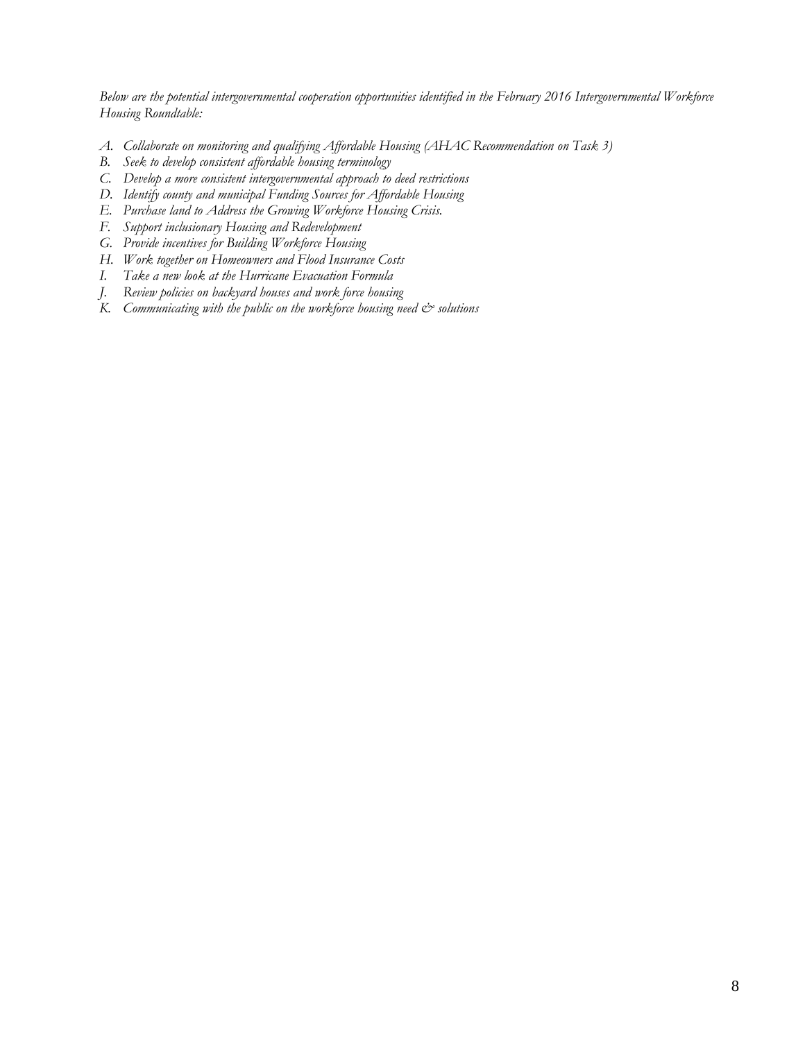*Below are the potential intergovernmental cooperation opportunities identified in the February 2016 Intergovernmental Workforce Housing Roundtable:*

- *A. Collaborate on monitoring and qualifying Affordable Housing (AHAC Recommendation on Task 3)*
- *B. Seek to develop consistent affordable housing terminology*
- *C. Develop a more consistent intergovernmental approach to deed restrictions*
- *D. Identify county and municipal Funding Sources for Affordable Housing*
- *E. Purchase land to Address the Growing Workforce Housing Crisis.*
- *F. Support inclusionary Housing and Redevelopment*
- *G. Provide incentives for Building Workforce Housing*
- *H. Work together on Homeowners and Flood Insurance Costs*
- *I. Take a new look at the Hurricane Evacuation Formula*
- *J. Review policies on backyard houses and work force housing*
- *K. Communicating with the public on the workforce housing need & solutions*